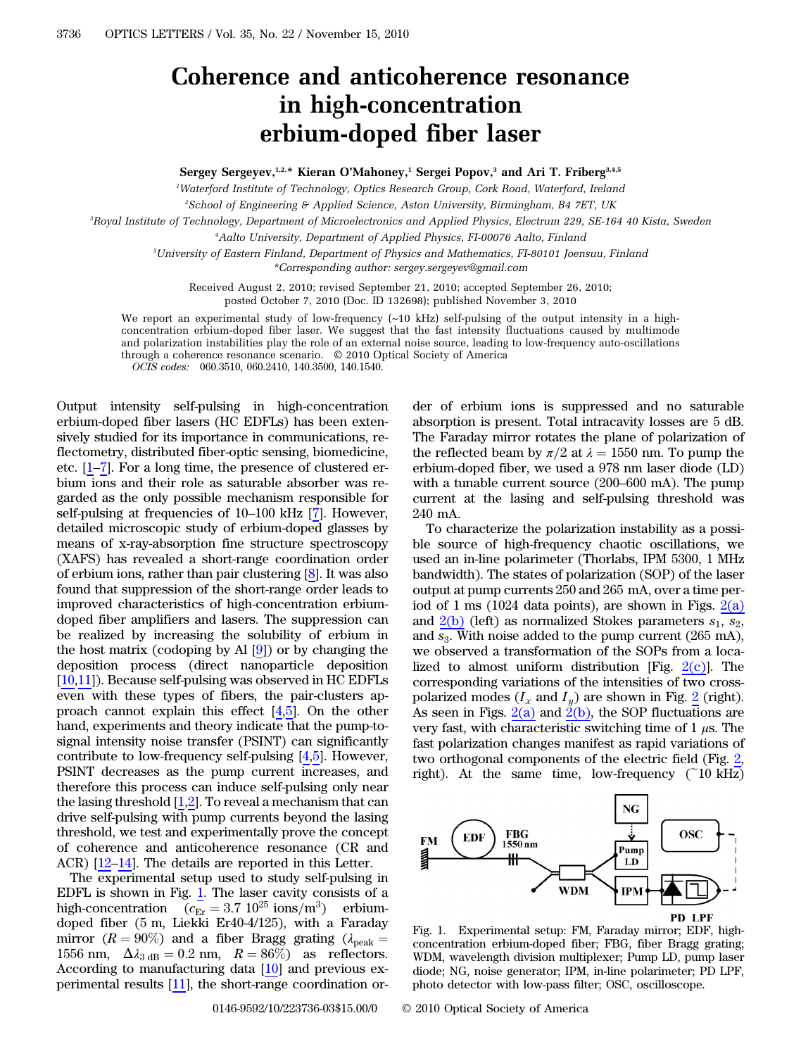# Coherence and anticoherence resonance in high-concentration erbium-doped fiber laser

**Sergey Sergeyev,[1,2,*] Kieran O'Mahoney,[1] Sergei Popov,[3] and Ari T. Friberg[3,4,5]**

[1] *Waterford Institute of Technology, Optics Research Group, Cork Road, Waterford, Ireland*

[2] *School of Engineering & Applied Science, Aston University, Birmingham, B4 7ET, UK*

[3] *Royal Institute of Technology, Department of Microelectronics and Applied Physics, Electrum 229, SE-164 40 Kista, Sweden*

[4] *Aalto University, Department of Applied Physics, FI-00076 Aalto, Finland*

[5] *University of Eastern Finland, Department of Physics and Mathematics, FI-80101 Joensuu, Finland*

*Corresponding author: sergey.sergeyev@gmail.com

Received August 2, 2010; revised September 21, 2010; accepted September 26, 2010; posted October 7, 2010 (Doc. ID 132698); published November 3, 2010

We report an experimental study of low-frequency (~10 kHz) self-pulsing of the output intensity in a high-concentration erbium-doped fiber laser. We suggest that the fast intensity fluctuations caused by multimode and polarization instabilities play the role of an external noise source, leading to low-frequency auto-oscillations through a coherence resonance scenario. © 2010 Optical Society of America

*OCIS codes:* 060.3510, 060.2410, 140.3500, 140.1540.

Output intensity self-pulsing in high-concentration erbium-doped fiber lasers (HC EDFLs) has been extensively studied for its importance in communications, reflectometry, distributed fiber-optic sensing, biomedicine, etc. [1–7]. For a long time, the presence of clustered erbium ions and their role as saturable absorber was regarded as the only possible mechanism responsible for self-pulsing at frequencies of 10–100 kHz [7]. However, detailed microscopic study of erbium-doped glasses by means of x-ray-absorption fine structure spectroscopy (XAFS) has revealed a short-range coordination order of erbium ions, rather than pair clustering [8]. It was also found that suppression of the short-range order leads to improved characteristics of high-concentration erbium-doped fiber amplifiers and lasers. The suppression can be realized by increasing the solubility of erbium in the host matrix (codoping by Al [9]) or by changing the deposition process (direct nanoparticle deposition [10,11]). Because self-pulsing was observed in HC EDFLs even with these types of fibers, the pair-clusters approach cannot explain this effect [4,5]. On the other hand, experiments and theory indicate that the pump-to-signal intensity noise transfer (PSINT) can significantly contribute to low-frequency self-pulsing [4,5]. However, PSINT decreases as the pump current increases, and therefore this process can induce self-pulsing only near the lasing threshold [1,2]. To reveal a mechanism that can drive self-pulsing with pump currents beyond the lasing threshold, we test and experimentally prove the concept of coherence and anticoherence resonance (CR and ACR) [12–14]. The details are reported in this Letter.

The experimental setup used to study self-pulsing in EDFL is shown in Fig. 1. The laser cavity consists of a high-concentration ($c_{\mathrm{Er}} = 3.7\ 10^{25}$ ions/m$^3$) erbium-doped fiber (5 m, Liekki Er40-4/125), with a Faraday mirror ($R = 90\%$) and a fiber Bragg grating ($\lambda_{\mathrm{peak}} = 1556$ nm, $\Delta\lambda_{3\ \mathrm{dB}} = 0.2$ nm, $R = 86\%$) as reflectors. According to manufacturing data [10] and previous experimental results [11], the short-range coordination order of erbium ions is suppressed and no saturable absorption is present. Total intracavity losses are 5 dB. The Faraday mirror rotates the plane of polarization of the reflected beam by $\pi/2$ at $\lambda = 1550$ nm. To pump the erbium-doped fiber, we used a 978 nm laser diode (LD) with a tunable current source (200–600 mA). The pump current at the lasing and self-pulsing threshold was 240 mA.

To characterize the polarization instability as a possible source of high-frequency chaotic oscillations, we used an in-line polarimeter (Thorlabs, IPM 5300, 1 MHz bandwidth). The states of polarization (SOP) of the laser output at pump currents 250 and 265 mA, over a time period of 1 ms (1024 data points), are shown in Figs. 2(a) and 2(b) (left) as normalized Stokes parameters $s_1$, $s_2$, and $s_3$. With noise added to the pump current (265 mA), we observed a transformation of the SOPs from a localized to almost uniform distribution [Fig. 2(c)]. The corresponding variations of the intensities of two cross-polarized modes ($I_x$ and $I_y$) are shown in Fig. 2 (right). As seen in Figs. 2(a) and 2(b), the SOP fluctuations are very fast, with characteristic switching time of 1 $\mu$s. The fast polarization changes manifest as rapid variations of two orthogonal components of the electric field (Fig. 2, right). At the same time, low-frequency (~10 kHz)

Fig. 1. Experimental setup: FM, Faraday mirror; EDF, high-concentration erbium-doped fiber; FBG, fiber Bragg grating; WDM, wavelength division multiplexer; Pump LD, pump laser diode; NG, noise generator; IPM, in-line polarimeter; PD LPF, photo detector with low-pass filter; OSC, oscilloscope.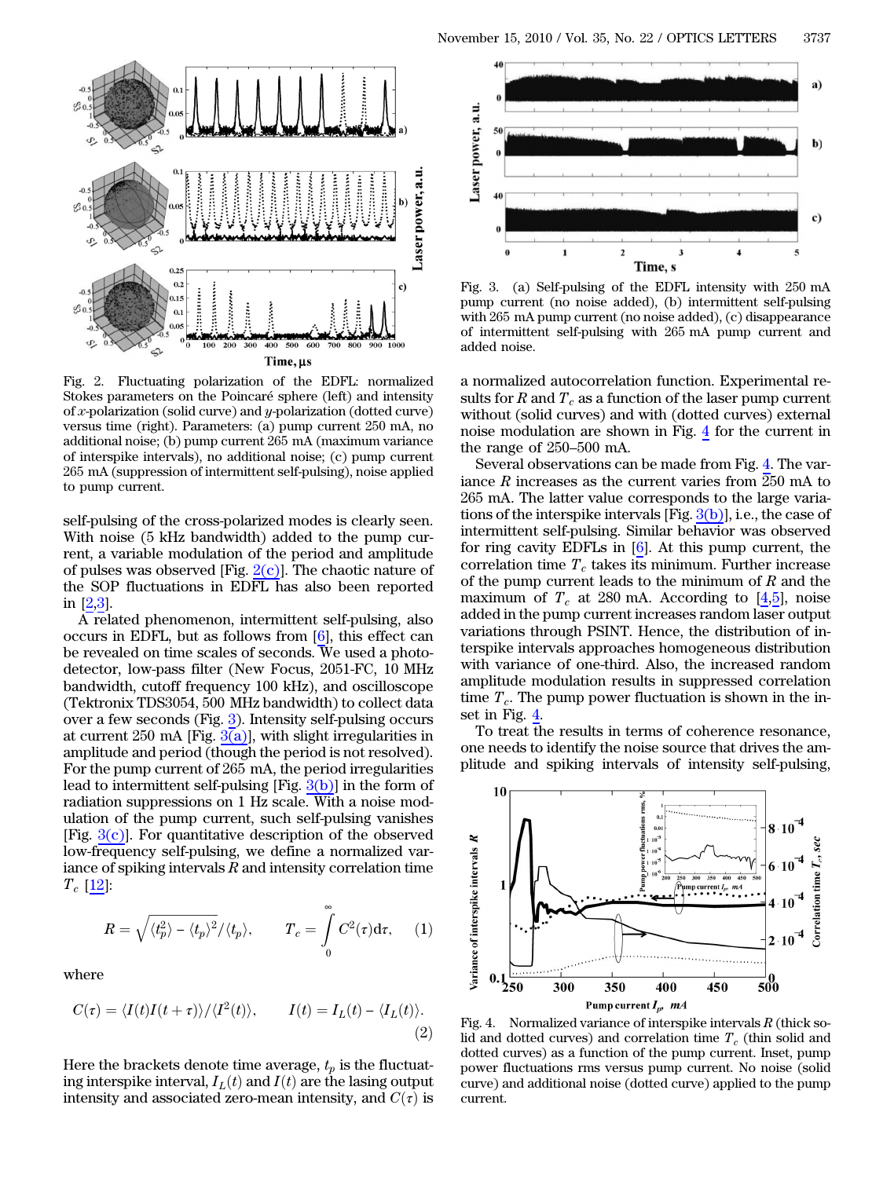Fig. 2. Fluctuating polarization of the EDFL: normalized Stokes parameters on the Poincaré sphere (left) and intensity of $x$-polarization (solid curve) and $y$-polarization (dotted curve) versus time (right). Parameters: (a) pump current 250 mA, no additional noise; (b) pump current 265 mA (maximum variance of interspike intervals), no additional noise; (c) pump current 265 mA (suppression of intermittent self-pulsing), noise applied to pump current.

self-pulsing of the cross-polarized modes is clearly seen. With noise (5 kHz bandwidth) added to the pump current, a variable modulation of the period and amplitude of pulses was observed [Fig. 2(c)]. The chaotic nature of the SOP fluctuations in EDFL has also been reported in [2,3].

A related phenomenon, intermittent self-pulsing, also occurs in EDFL, but as follows from [6], this effect can be revealed on time scales of seconds. We used a photodetector, low-pass filter (New Focus, 2051-FC, 10 MHz bandwidth, cutoff frequency 100 kHz), and oscilloscope (Tektronix TDS3054, 500 MHz bandwidth) to collect data over a few seconds (Fig. 3). Intensity self-pulsing occurs at current 250 mA [Fig. 3(a)], with slight irregularities in amplitude and period (though the period is not resolved). For the pump current of 265 mA, the period irregularities lead to intermittent self-pulsing [Fig. 3(b)] in the form of radiation suppressions on 1 Hz scale. With a noise modulation of the pump current, such self-pulsing vanishes [Fig. 3(c)]. For quantitative description of the observed low-frequency self-pulsing, we define a normalized variance of spiking intervals $R$ and intensity correlation time $T_c$ [12]:

$$R = \sqrt{\langle t_p^2 \rangle - \langle t_p \rangle^2} / \langle t_p \rangle, \qquad T_c = \int_0^\infty C^2(\tau) \mathrm{d}\tau, \qquad (1)$$

where

$$C(\tau) = \langle I(t) I(t+\tau) \rangle / \langle I^2(t) \rangle, \qquad I(t) = I_L(t) - \langle I_L(t) \rangle. \qquad (2)$$

Here the brackets denote time average, $t_p$ is the fluctuating interspike interval, $I_L(t)$ and $I(t)$ are the lasing output intensity and associated zero-mean intensity, and $C(\tau)$ is a normalized autocorrelation function. Experimental results for $R$ and $T_c$ as a function of the laser pump current without (solid curves) and with (dotted curves) external noise modulation are shown in Fig. 4 for the current in the range of 250–500 mA.

Fig. 3. (a) Self-pulsing of the EDFL intensity with 250 mA pump current (no noise added), (b) intermittent self-pulsing with 265 mA pump current (no noise added), (c) disappearance of intermittent self-pulsing with 265 mA pump current and added noise.

Several observations can be made from Fig. 4. The variance $R$ increases as the current varies from 250 mA to 265 mA. The latter value corresponds to the large variations of the interspike intervals [Fig. 3(b)], i.e., the case of intermittent self-pulsing. Similar behavior was observed for ring cavity EDFLs in [6]. At this pump current, the correlation time $T_c$ takes its minimum. Further increase of the pump current leads to the minimum of $R$ and the maximum of $T_c$ at 280 mA. According to [4,5], noise added in the pump current increases random laser output variations through PSINT. Hence, the distribution of interspike intervals approaches homogeneous distribution with variance of one-third. Also, the increased random amplitude modulation results in suppressed correlation time $T_c$. The pump power fluctuation is shown in the inset in Fig. 4.

To treat the results in terms of coherence resonance, one needs to identify the noise source that drives the amplitude and spiking intervals of intensity self-pulsing,

Fig. 4. Normalized variance of interspike intervals $R$ (thick solid and dotted curves) and correlation time $T_c$ (thin solid and dotted curves) as a function of the pump current. Inset, pump power fluctuations rms versus pump current. No noise (solid curve) and additional noise (dotted curve) applied to the pump current.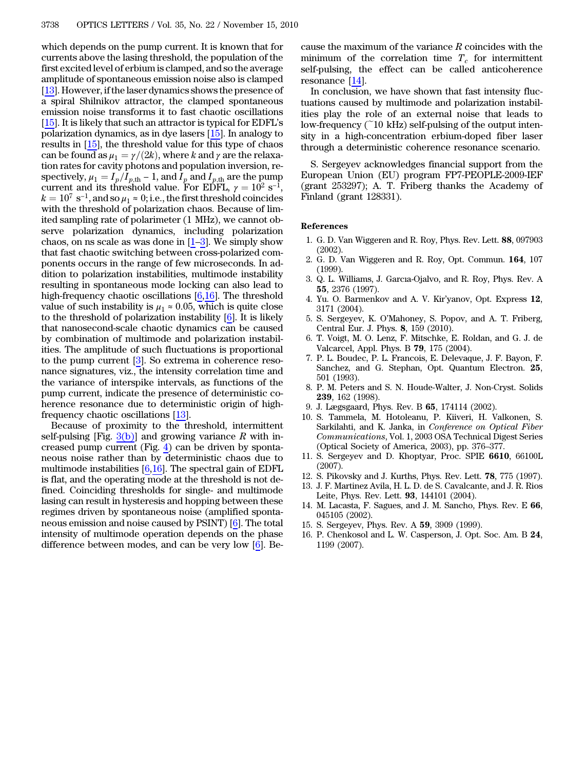which depends on the pump current. It is known that for currents above the lasing threshold, the population of the first excited level of erbium is clamped, and so the average amplitude of spontaneous emission noise also is clamped [13]. However, if the laser dynamics shows the presence of a spiral Shilnikov attractor, the clamped spontaneous emission noise transforms it to fast chaotic oscillations [15]. It is likely that such an attractor is typical for EDFL's polarization dynamics, as in dye lasers [15]. In analogy to results in [15], the threshold value for this type of chaos can be found as $\mu_1 = \gamma/(2k)$, where $k$ and $\gamma$ are the relaxation rates for cavity photons and population inversion, respectively, $\mu_1 = I_p/I_{p,\text{th}} - 1$, and $I_p$ and $I_{p,\text{th}}$ are the pump current and its threshold value. For EDFL, $\gamma = 10^2\ \text{s}^{-1}$, $k = 10^7\ \text{s}^{-1}$, and so $\mu_1 \approx 0$; i.e., the first threshold coincides with the threshold of polarization chaos. Because of limited sampling rate of polarimeter (1 MHz), we cannot observe polarization dynamics, including polarization chaos, on ns scale as was done in [1–3]. We simply show that fast chaotic switching between cross-polarized components occurs in the range of few microseconds. In addition to polarization instabilities, multimode instability resulting in spontaneous mode locking can also lead to high-frequency chaotic oscillations [6,16]. The threshold value of such instability is $\mu_1 \approx 0.05$, which is quite close to the threshold of polarization instability [6]. It is likely that nanosecond-scale chaotic dynamics can be caused by combination of multimode and polarization instabilities. The amplitude of such fluctuations is proportional to the pump current [3]. So extrema in coherence resonance signatures, viz., the intensity correlation time and the variance of interspike intervals, as functions of the pump current, indicate the presence of deterministic coherence resonance due to deterministic origin of high-frequency chaotic oscillations [13].

Because of proximity to the threshold, intermittent self-pulsing [Fig. 3(b)] and growing variance $R$ with increased pump current (Fig. 4) can be driven by spontaneous noise rather than by deterministic chaos due to multimode instabilities [6,16]. The spectral gain of EDFL is flat, and the operating mode at the threshold is not defined. Coinciding thresholds for single- and multimode lasing can result in hysteresis and hopping between these regimes driven by spontaneous noise (amplified spontaneous emission and noise caused by PSINT) [6]. The total intensity of multimode operation depends on the phase difference between modes, and can be very low [6]. Because the maximum of the variance $R$ coincides with the minimum of the correlation time $T_c$ for intermittent self-pulsing, the effect can be called anticoherence resonance [14].

In conclusion, we have shown that fast intensity fluctuations caused by multimode and polarization instabilities play the role of an external noise that leads to low-frequency (~10 kHz) self-pulsing of the output intensity in a high-concentration erbium-doped fiber laser through a deterministic coherence resonance scenario.

S. Sergeyev acknowledges financial support from the European Union (EU) program FP7-PEOPLE-2009-IEF (grant 253297); A. T. Friberg thanks the Academy of Finland (grant 128331).

## References

1. G. D. Van Wiggeren and R. Roy, Phys. Rev. Lett. **88**, 097903 (2002).
2. G. D. Van Wiggeren and R. Roy, Opt. Commun. **164**, 107 (1999).
3. Q. L. Williams, J. Garcıa-Ojalvo, and R. Roy, Phys. Rev. A **55**, 2376 (1997).
4. Yu. O. Barmenkov and A. V. Kir'yanov, Opt. Express **12**, 3171 (2004).
5. S. Sergeyev, K. O'Mahoney, S. Popov, and A. T. Friberg, Central Eur. J. Phys. **8**, 159 (2010).
6. T. Voigt, M. O. Lenz, F. Mitschke, E. Roldan, and G. J. de Valcarcel, Appl. Phys. B **79**, 175 (2004).
7. P. L. Boudec, P. L. Francois, E. Delevaque, J. F. Bayon, F. Sanchez, and G. Stephan, Opt. Quantum Electron. **25**, 501 (1993).
8. P. M. Peters and S. N. Houde-Walter, J. Non-Cryst. Solids **239**, 162 (1998).
9. J. Lægsgaard, Phys. Rev. B **65**, 174114 (2002).
10. S. Tammela, M. Hotoleanu, P. Kiiveri, H. Valkonen, S. Sarkilahti, and K. Janka, in *Conference on Optical Fiber Communications*, Vol. 1, 2003 OSA Technical Digest Series (Optical Society of America, 2003), pp. 376–377.
11. S. Sergeyev and D. Khoptyar, Proc. SPIE **6610**, 66100L (2007).
12. S. Pikovsky and J. Kurths, Phys. Rev. Lett. **78**, 775 (1997).
13. J. F. Martinez Avila, H. L. D. de S. Cavalcante, and J. R. Rios Leite, Phys. Rev. Lett. **93**, 144101 (2004).
14. M. Lacasta, F. Sagues, and J. M. Sancho, Phys. Rev. E **66**, 045105 (2002).
15. S. Sergeyev, Phys. Rev. A **59**, 3909 (1999).
16. P. Chenkosol and L. W. Casperson, J. Opt. Soc. Am. B **24**, 1199 (2007).